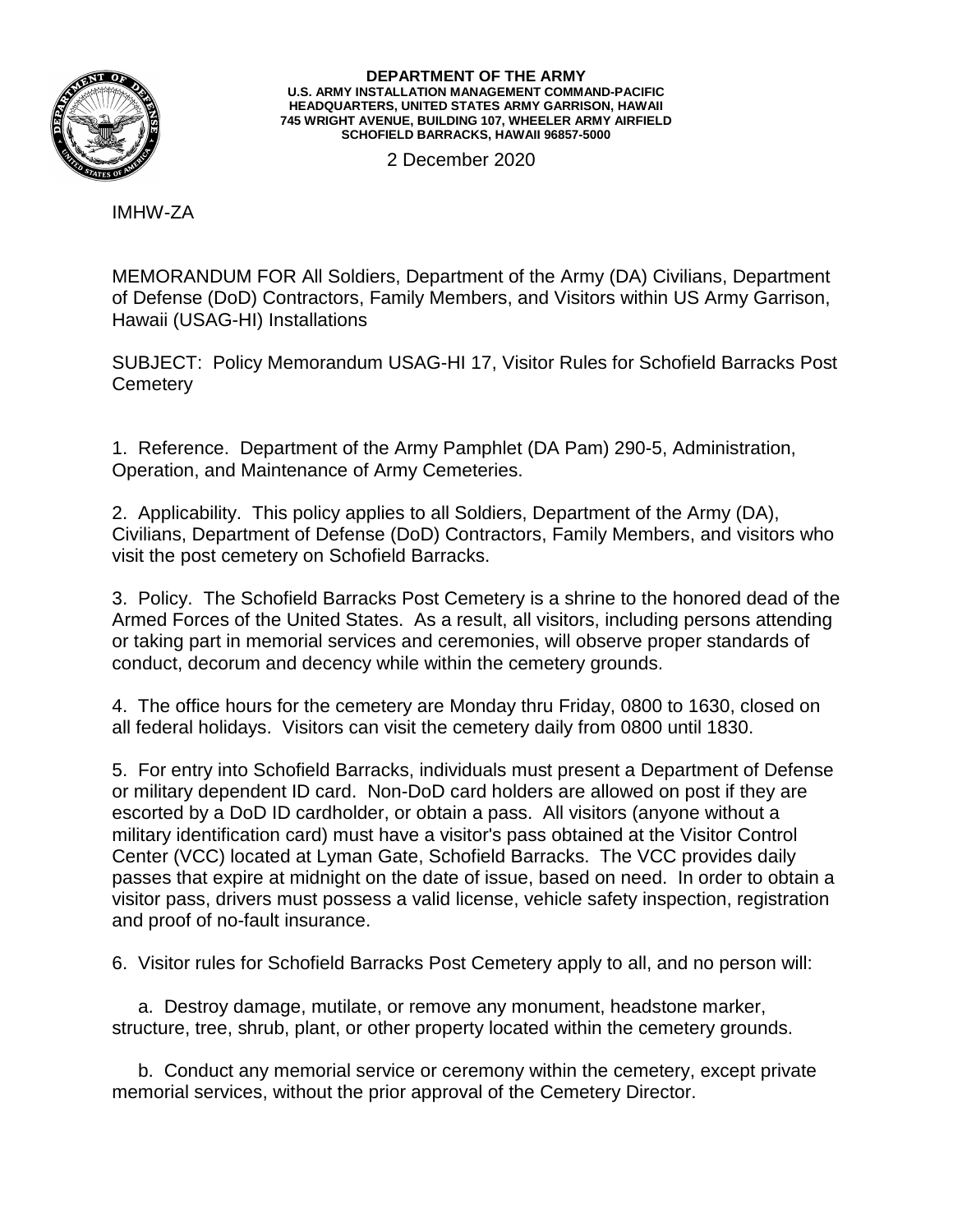**DEPARTMENT OF THE ARMY**
**U.S. ARMY INSTALLATION MANAGEMENT COMMAND-PACIFIC**
**HEADQUARTERS, UNITED STATES ARMY GARRISON, HAWAII**
**745 WRIGHT AVENUE, BUILDING 107, WHEELER ARMY AIRFIELD**
**SCHOFIELD BARRACKS, HAWAII 96857-5000**

2 December 2020

IMHW-ZA

MEMORANDUM FOR All Soldiers, Department of the Army (DA) Civilians, Department of Defense (DoD) Contractors, Family Members, and Visitors within US Army Garrison, Hawaii (USAG-HI) Installations

SUBJECT: Policy Memorandum USAG-HI 17, Visitor Rules for Schofield Barracks Post Cemetery

1. Reference. Department of the Army Pamphlet (DA Pam) 290-5, Administration, Operation, and Maintenance of Army Cemeteries.

2. Applicability. This policy applies to all Soldiers, Department of the Army (DA), Civilians, Department of Defense (DoD) Contractors, Family Members, and visitors who visit the post cemetery on Schofield Barracks.

3. Policy. The Schofield Barracks Post Cemetery is a shrine to the honored dead of the Armed Forces of the United States. As a result, all visitors, including persons attending or taking part in memorial services and ceremonies, will observe proper standards of conduct, decorum and decency while within the cemetery grounds.

4. The office hours for the cemetery are Monday thru Friday, 0800 to 1630, closed on all federal holidays. Visitors can visit the cemetery daily from 0800 until 1830.

5. For entry into Schofield Barracks, individuals must present a Department of Defense or military dependent ID card. Non-DoD card holders are allowed on post if they are escorted by a DoD ID cardholder, or obtain a pass. All visitors (anyone without a military identification card) must have a visitor's pass obtained at the Visitor Control Center (VCC) located at Lyman Gate, Schofield Barracks. The VCC provides daily passes that expire at midnight on the date of issue, based on need. In order to obtain a visitor pass, drivers must possess a valid license, vehicle safety inspection, registration and proof of no-fault insurance.

6. Visitor rules for Schofield Barracks Post Cemetery apply to all, and no person will:

   a. Destroy damage, mutilate, or remove any monument, headstone marker, structure, tree, shrub, plant, or other property located within the cemetery grounds.

   b. Conduct any memorial service or ceremony within the cemetery, except private memorial services, without the prior approval of the Cemetery Director.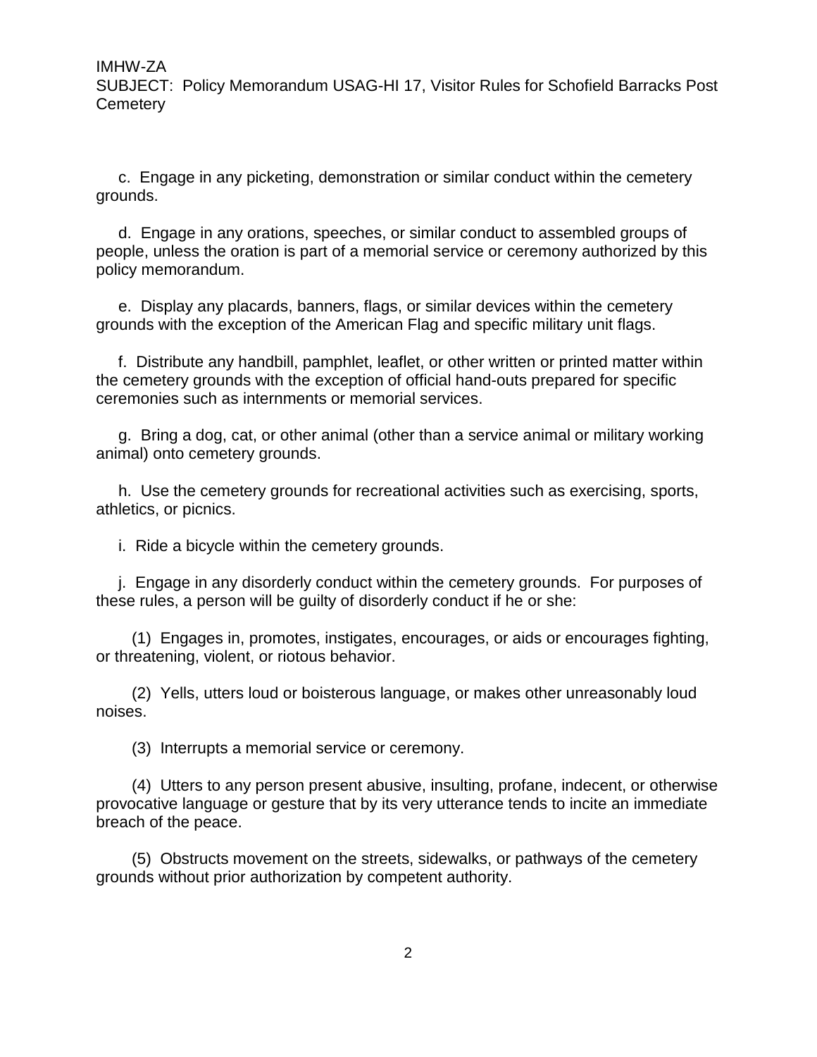c. Engage in any picketing, demonstration or similar conduct within the cemetery grounds.

d. Engage in any orations, speeches, or similar conduct to assembled groups of people, unless the oration is part of a memorial service or ceremony authorized by this policy memorandum.

e. Display any placards, banners, flags, or similar devices within the cemetery grounds with the exception of the American Flag and specific military unit flags.

f. Distribute any handbill, pamphlet, leaflet, or other written or printed matter within the cemetery grounds with the exception of official hand-outs prepared for specific ceremonies such as internments or memorial services.

g. Bring a dog, cat, or other animal (other than a service animal or military working animal) onto cemetery grounds.

h. Use the cemetery grounds for recreational activities such as exercising, sports, athletics, or picnics.

i. Ride a bicycle within the cemetery grounds.

j. Engage in any disorderly conduct within the cemetery grounds. For purposes of these rules, a person will be guilty of disorderly conduct if he or she:

(1) Engages in, promotes, instigates, encourages, or aids or encourages fighting, or threatening, violent, or riotous behavior.

(2) Yells, utters loud or boisterous language, or makes other unreasonably loud noises.

(3) Interrupts a memorial service or ceremony.

(4) Utters to any person present abusive, insulting, profane, indecent, or otherwise provocative language or gesture that by its very utterance tends to incite an immediate breach of the peace.

(5) Obstructs movement on the streets, sidewalks, or pathways of the cemetery grounds without prior authorization by competent authority.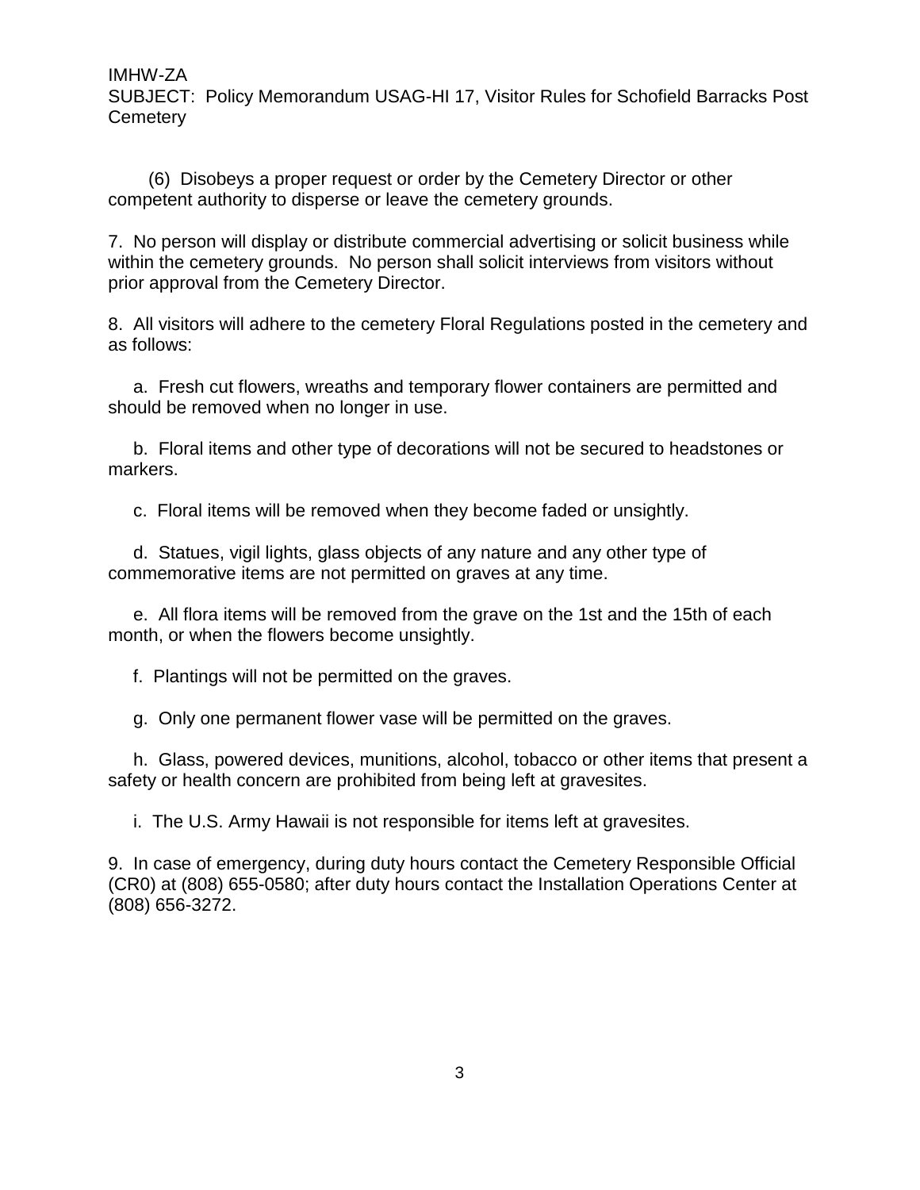(6) Disobeys a proper request or order by the Cemetery Director or other competent authority to disperse or leave the cemetery grounds.

7. No person will display or distribute commercial advertising or solicit business while within the cemetery grounds. No person shall solicit interviews from visitors without prior approval from the Cemetery Director.

8. All visitors will adhere to the cemetery Floral Regulations posted in the cemetery and as follows:

a. Fresh cut flowers, wreaths and temporary flower containers are permitted and should be removed when no longer in use.

b. Floral items and other type of decorations will not be secured to headstones or markers.

c. Floral items will be removed when they become faded or unsightly.

d. Statues, vigil lights, glass objects of any nature and any other type of commemorative items are not permitted on graves at any time.

e. All flora items will be removed from the grave on the 1st and the 15th of each month, or when the flowers become unsightly.

f. Plantings will not be permitted on the graves.

g. Only one permanent flower vase will be permitted on the graves.

h. Glass, powered devices, munitions, alcohol, tobacco or other items that present a safety or health concern are prohibited from being left at gravesites.

i. The U.S. Army Hawaii is not responsible for items left at gravesites.

9. In case of emergency, during duty hours contact the Cemetery Responsible Official (CR0) at (808) 655-0580; after duty hours contact the Installation Operations Center at (808) 656-3272.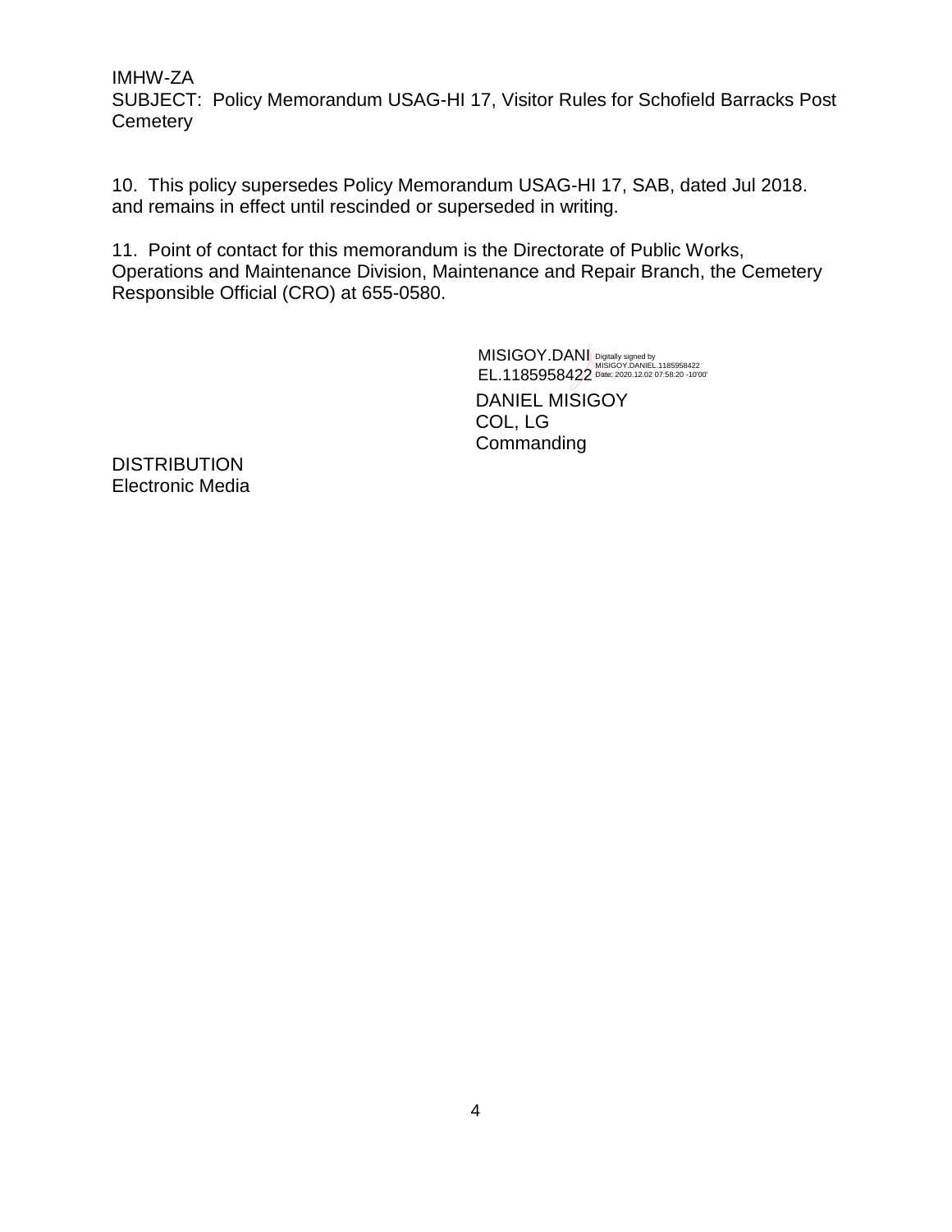IMHW-ZA
SUBJECT: Policy Memorandum USAG-HI 17, Visitor Rules for Schofield Barracks Post Cemetery

10. This policy supersedes Policy Memorandum USAG-HI 17, SAB, dated Jul 2018. and remains in effect until rescinded or superseded in writing.

11. Point of contact for this memorandum is the Directorate of Public Works, Operations and Maintenance Division, Maintenance and Repair Branch, the Cemetery Responsible Official (CRO) at 655-0580.

MISIGOY.DANIEL.1185958422 Digitally signed by MISIGOY.DANIEL.1185958422 Date: 2020.12.02 07:58:20 -10'00'

DANIEL MISIGOY
COL, LG
Commanding

DISTRIBUTION
Electronic Media